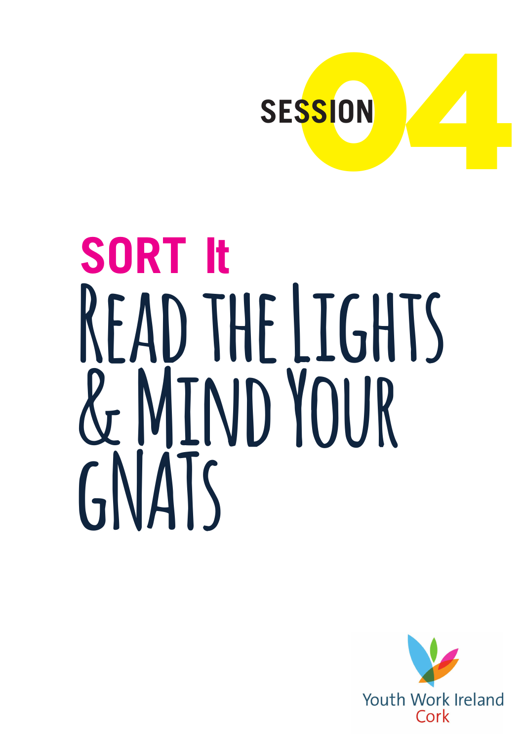SESSION 04

# SORT It

# Read the Lights & Mind Your GNATs

Youth Work Ireland Cork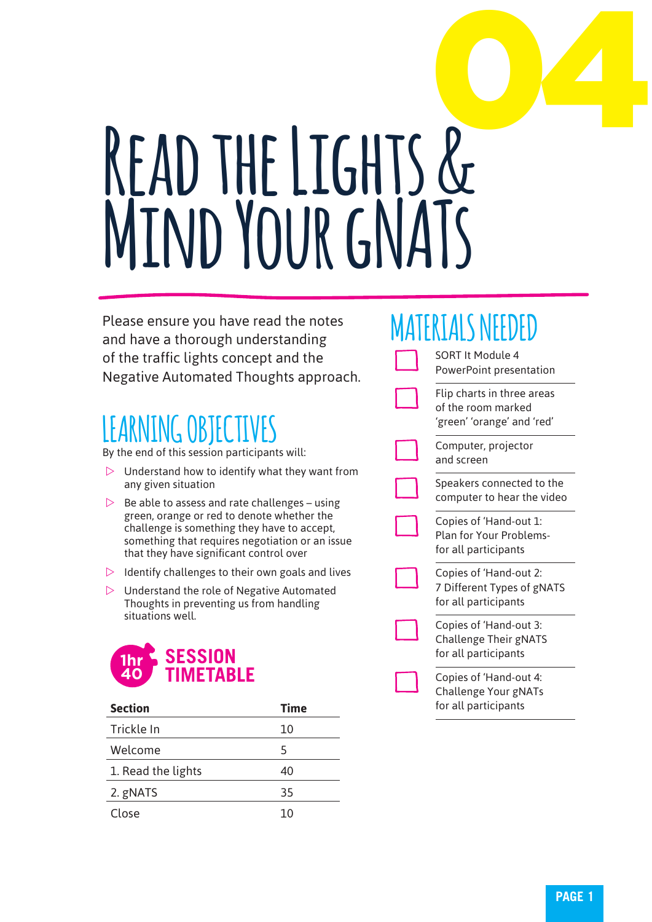# 04

# Read the Lights & Mind Your gNATs

Please ensure you have read the notes and have a thorough understanding of the traffic lights concept and the Negative Automated Thoughts approach.

## Learning Objectives

By the end of this session participants will:

- Understand how to identify what they want from any given situation
- Be able to assess and rate challenges – using green, orange or red to denote whether the challenge is something they have to accept, something that requires negotiation or an issue that they have significant control over
- Identify challenges to their own goals and lives
- Understand the role of Negative Automated Thoughts in preventing us from handling situations well.

## 1hr 40 Session Timetable

| Section | Time |
|---|---|
| Trickle In | 10 |
| Welcome | 5 |
| 1. Read the lights | 40 |
| 2. gNATS | 35 |
| Close | 10 |

## Materials Needed

- SORT It Module 4 PowerPoint presentation
- Flip charts in three areas of the room marked 'green' 'orange' and 'red'
- Computer, projector and screen
- Speakers connected to the computer to hear the video
- Copies of 'Hand-out 1: Plan for Your Problems- for all participants
- Copies of 'Hand-out 2: 7 Different Types of gNATS for all participants
- Copies of 'Hand-out 3: Challenge Their gNATS for all participants
- Copies of 'Hand-out 4: Challenge Your gNATs for all participants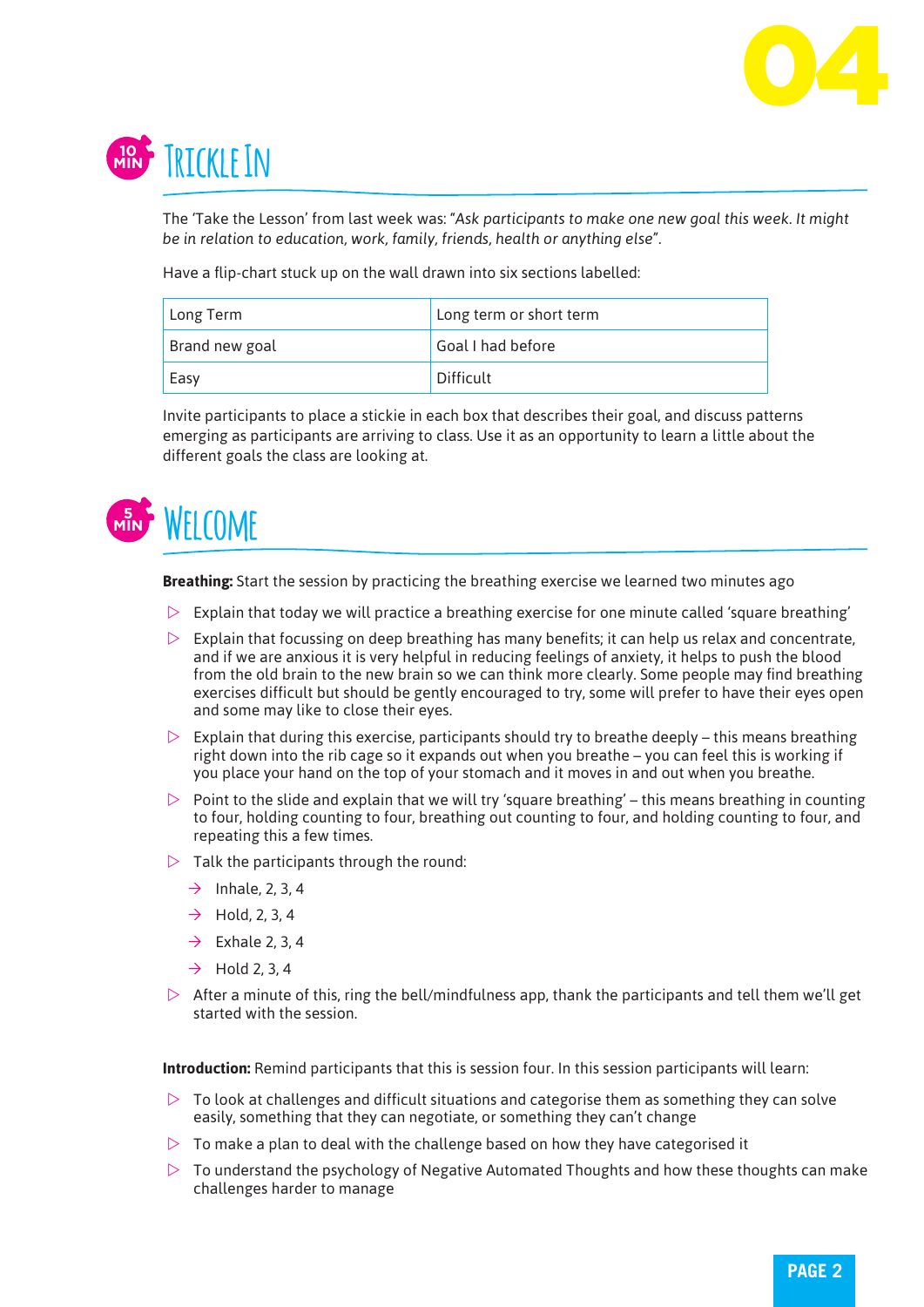## 10 MIN Trickle In

The 'Take the Lesson' from last week was: "*Ask participants to make one new goal this week. It might be in relation to education, work, family, friends, health or anything else*".

Have a flip-chart stuck up on the wall drawn into six sections labelled:

| Long Term | Long term or short term |
|---|---|
| Brand new goal | Goal I had before |
| Easy | Difficult |

Invite participants to place a stickie in each box that describes their goal, and discuss patterns emerging as participants are arriving to class. Use it as an opportunity to learn a little about the different goals the class are looking at.

## 5 MIN Welcome

**Breathing:** Start the session by practicing the breathing exercise we learned two minutes ago

- Explain that today we will practice a breathing exercise for one minute called 'square breathing'
- Explain that focussing on deep breathing has many benefits; it can help us relax and concentrate, and if we are anxious it is very helpful in reducing feelings of anxiety, it helps to push the blood from the old brain to the new brain so we can think more clearly. Some people may find breathing exercises difficult but should be gently encouraged to try, some will prefer to have their eyes open and some may like to close their eyes.
- Explain that during this exercise, participants should try to breathe deeply – this means breathing right down into the rib cage so it expands out when you breathe – you can feel this is working if you place your hand on the top of your stomach and it moves in and out when you breathe.
- Point to the slide and explain that we will try 'square breathing' – this means breathing in counting to four, holding counting to four, breathing out counting to four, and holding counting to four, and repeating this a few times.
- Talk the participants through the round:
  - Inhale, 2, 3, 4
  - Hold, 2, 3, 4
  - Exhale 2, 3, 4
  - Hold 2, 3, 4
- After a minute of this, ring the bell/mindfulness app, thank the participants and tell them we'll get started with the session.

**Introduction:** Remind participants that this is session four. In this session participants will learn:

- To look at challenges and difficult situations and categorise them as something they can solve easily, something that they can negotiate, or something they can't change
- To make a plan to deal with the challenge based on how they have categorised it
- To understand the psychology of Negative Automated Thoughts and how these thoughts can make challenges harder to manage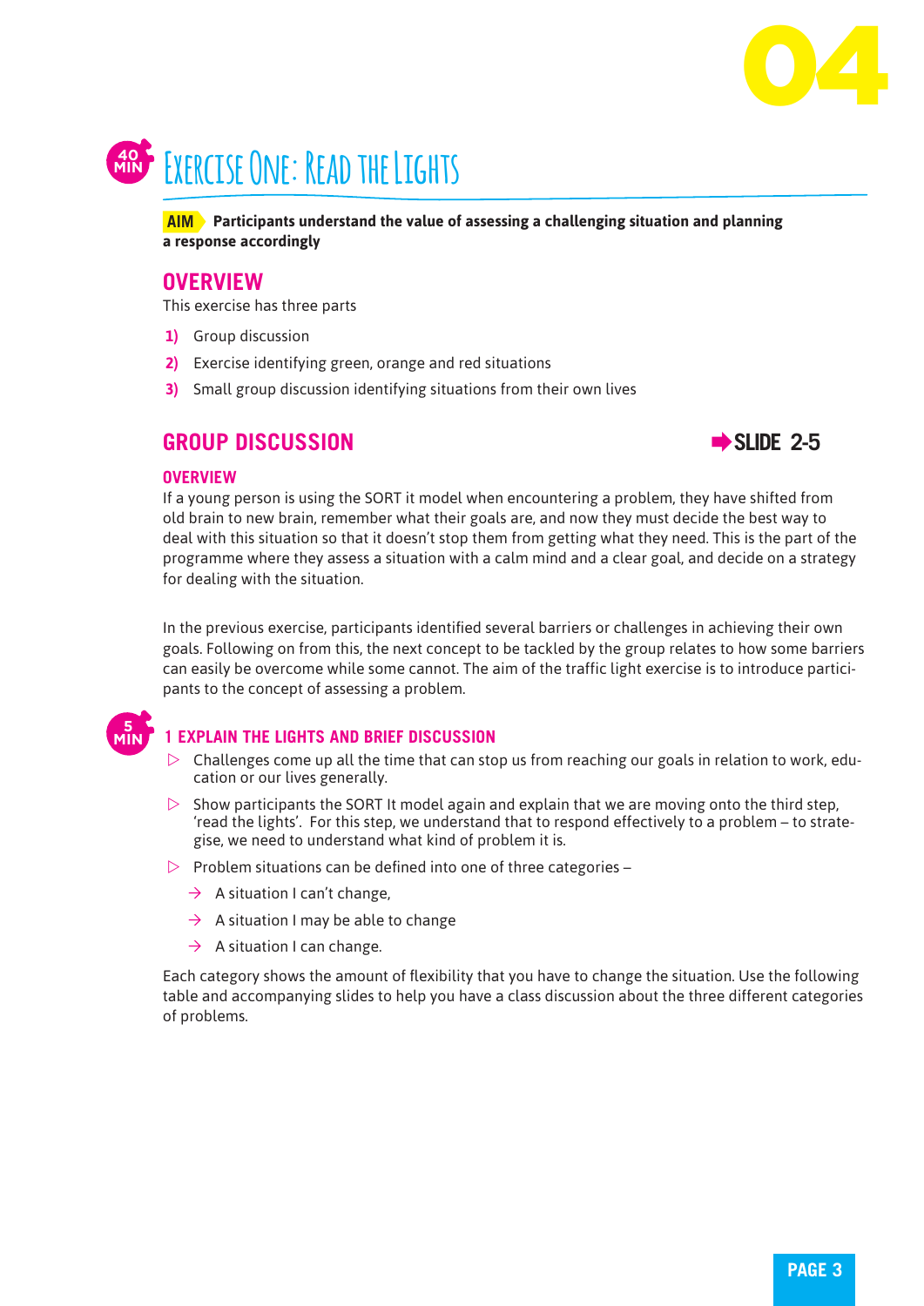# Exercise One: Read the Lights

40 MIN

**AIM** **Participants understand the value of assessing a challenging situation and planning a response accordingly**

## OVERVIEW

This exercise has three parts

1) Group discussion
2) Exercise identifying green, orange and red situations
3) Small group discussion identifying situations from their own lives

## GROUP DISCUSSION

➡ SLIDE 2-5

### OVERVIEW

If a young person is using the SORT it model when encountering a problem, they have shifted from old brain to new brain, remember what their goals are, and now they must decide the best way to deal with this situation so that it doesn't stop them from getting what they need. This is the part of the programme where they assess a situation with a calm mind and a clear goal, and decide on a strategy for dealing with the situation.

In the previous exercise, participants identified several barriers or challenges in achieving their own goals. Following on from this, the next concept to be tackled by the group relates to how some barriers can easily be overcome while some cannot. The aim of the traffic light exercise is to introduce participants to the concept of assessing a problem.

5 MIN

### 1 EXPLAIN THE LIGHTS AND BRIEF DISCUSSION

- Challenges come up all the time that can stop us from reaching our goals in relation to work, education or our lives generally.
- Show participants the SORT It model again and explain that we are moving onto the third step, 'read the lights'. For this step, we understand that to respond effectively to a problem – to strategise, we need to understand what kind of problem it is.
- Problem situations can be defined into one of three categories –
  - → A situation I can't change,
  - → A situation I may be able to change
  - → A situation I can change.

Each category shows the amount of flexibility that you have to change the situation. Use the following table and accompanying slides to help you have a class discussion about the three different categories of problems.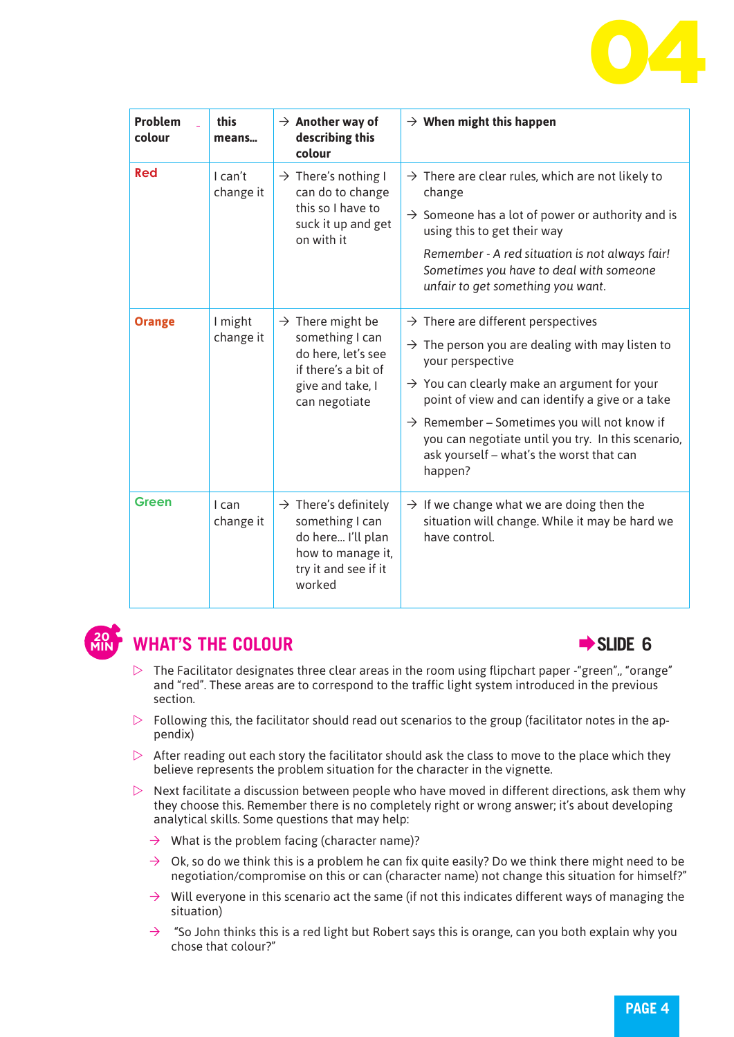| Problem colour | this means... | → Another way of describing this colour | → When might this happen |
|---|---|---|---|
| **Red** | I can't change it | → There's nothing I can do to change this so I have to suck it up and get on with it | → There are clear rules, which are not likely to change<br>→ Someone has a lot of power or authority and is using this to get their way<br>*Remember - A red situation is not always fair! Sometimes you have to deal with someone unfair to get something you want.* |
| **Orange** | I might change it | → There might be something I can do here, let's see if there's a bit of give and take, I can negotiate | → There are different perspectives<br>→ The person you are dealing with may listen to your perspective<br>→ You can clearly make an argument for your point of view and can identify a give or a take<br>→ Remember – Sometimes you will not know if you can negotiate until you try. In this scenario, ask yourself – what's the worst that can happen? |
| **Green** | I can change it | → There's definitely something I can do here... I'll plan how to manage it, try it and see if it worked | → If we change what we are doing then the situation will change. While it may be hard we have control. |

20 MIN

## WHAT'S THE COLOUR

➡ SLIDE 6

- The Facilitator designates three clear areas in the room using flipchart paper -"green",, "orange" and "red". These areas are to correspond to the traffic light system introduced in the previous section.
- Following this, the facilitator should read out scenarios to the group (facilitator notes in the appendix)
- After reading out each story the facilitator should ask the class to move to the place which they believe represents the problem situation for the character in the vignette.
- Next facilitate a discussion between people who have moved in different directions, ask them why they choose this. Remember there is no completely right or wrong answer; it's about developing analytical skills. Some questions that may help:
  - → What is the problem facing (character name)?
  - → Ok, so do we think this is a problem he can fix quite easily? Do we think there might need to be negotiation/compromise on this or can (character name) not change this situation for himself?"
  - → Will everyone in this scenario act the same (if not this indicates different ways of managing the situation)
  - → "So John thinks this is a red light but Robert says this is orange, can you both explain why you chose that colour?"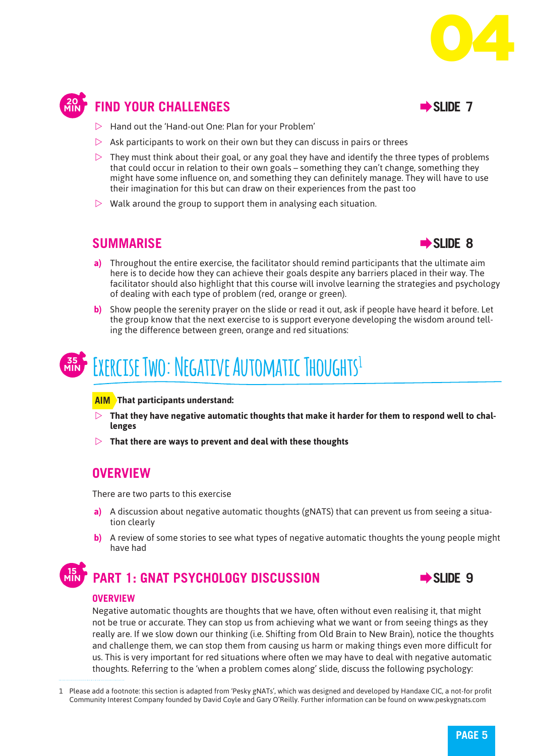## 20 MIN — FIND YOUR CHALLENGES

➡ SLIDE 7

- Hand out the 'Hand-out One: Plan for your Problem'
- Ask participants to work on their own but they can discuss in pairs or threes
- They must think about their goal, or any goal they have and identify the three types of problems that could occur in relation to their own goals – something they can't change, something they might have some influence on, and something they can definitely manage. They will have to use their imagination for this but can draw on their experiences from the past too
- Walk around the group to support them in analysing each situation.

## SUMMARISE

➡ SLIDE 8

**a)** Throughout the entire exercise, the facilitator should remind participants that the ultimate aim here is to decide how they can achieve their goals despite any barriers placed in their way. The facilitator should also highlight that this course will involve learning the strategies and psychology of dealing with each type of problem (red, orange or green).

**b)** Show people the serenity prayer on the slide or read it out, ask if people have heard it before. Let the group know that the next exercise to is support everyone developing the wisdom around telling the difference between green, orange and red situations:

# 35 MIN — Exercise Two: Negative Automatic Thoughts[1]

**AIM That participants understand:**

- **That they have negative automatic thoughts that make it harder for them to respond well to challenges**
- **That there are ways to prevent and deal with these thoughts**

## OVERVIEW

There are two parts to this exercise

**a)** A discussion about negative automatic thoughts (gNATS) that can prevent us from seeing a situation clearly

**b)** A review of some stories to see what types of negative automatic thoughts the young people might have had

## 15 MIN — PART 1: GNAT PSYCHOLOGY DISCUSSION

➡ SLIDE 9

### OVERVIEW

Negative automatic thoughts are thoughts that we have, often without even realising it, that might not be true or accurate. They can stop us from achieving what we want or from seeing things as they really are. If we slow down our thinking (i.e. Shifting from Old Brain to New Brain), notice the thoughts and challenge them, we can stop them from causing us harm or making things even more difficult for us. This is very important for red situations where often we may have to deal with negative automatic thoughts. Referring to the 'when a problem comes along' slide, discuss the following psychology:

---

1 Please add a footnote: this section is adapted from 'Pesky gNATs', which was designed and developed by Handaxe CIC, a not-for profit Community Interest Company founded by David Coyle and Gary O'Reilly. Further information can be found on www.peskygnats.com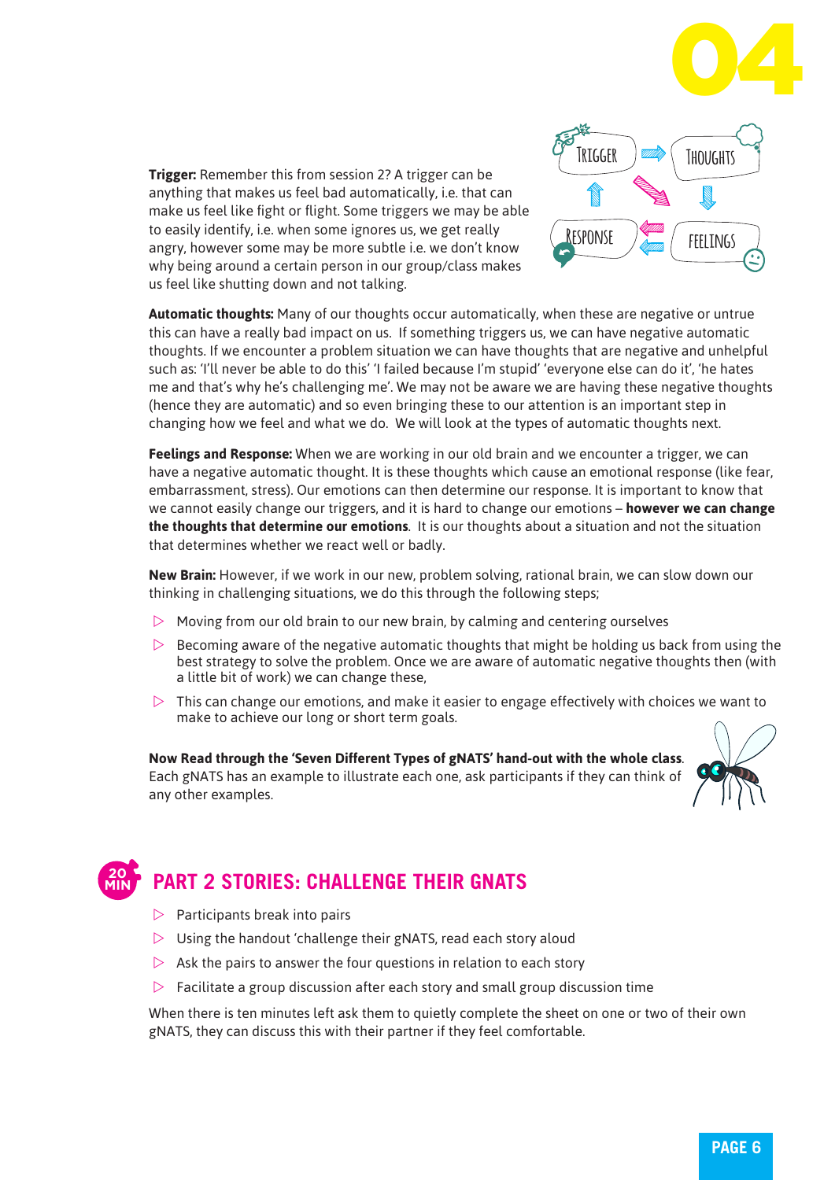**Trigger:** Remember this from session 2? A trigger can be anything that makes us feel bad automatically, i.e. that can make us feel like fight or flight. Some triggers we may be able to easily identify, i.e. when some ignores us, we get really angry, however some may be more subtle i.e. we don't know why being around a certain person in our group/class makes us feel like shutting down and not talking.

**Automatic thoughts:** Many of our thoughts occur automatically, when these are negative or untrue this can have a really bad impact on us. If something triggers us, we can have negative automatic thoughts. If we encounter a problem situation we can have thoughts that are negative and unhelpful such as: 'I'll never be able to do this' 'I failed because I'm stupid' 'everyone else can do it', 'he hates me and that's why he's challenging me'. We may not be aware we are having these negative thoughts (hence they are automatic) and so even bringing these to our attention is an important step in changing how we feel and what we do. We will look at the types of automatic thoughts next.

**Feelings and Response:** When we are working in our old brain and we encounter a trigger, we can have a negative automatic thought. It is these thoughts which cause an emotional response (like fear, embarrassment, stress). Our emotions can then determine our response. It is important to know that we cannot easily change our triggers, and it is hard to change our emotions – **however we can change the thoughts that determine our emotions**. It is our thoughts about a situation and not the situation that determines whether we react well or badly.

**New Brain:** However, if we work in our new, problem solving, rational brain, we can slow down our thinking in challenging situations, we do this through the following steps;

- Moving from our old brain to our new brain, by calming and centering ourselves
- Becoming aware of the negative automatic thoughts that might be holding us back from using the best strategy to solve the problem. Once we are aware of automatic negative thoughts then (with a little bit of work) we can change these,
- This can change our emotions, and make it easier to engage effectively with choices we want to make to achieve our long or short term goals.

**Now Read through the 'Seven Different Types of gNATS' hand-out with the whole class**. Each gNATS has an example to illustrate each one, ask participants if they can think of any other examples.

## 20 MIN PART 2 STORIES: CHALLENGE THEIR GNATS

- Participants break into pairs
- Using the handout 'challenge their gNATS, read each story aloud
- Ask the pairs to answer the four questions in relation to each story
- Facilitate a group discussion after each story and small group discussion time

When there is ten minutes left ask them to quietly complete the sheet on one or two of their own gNATS, they can discuss this with their partner if they feel comfortable.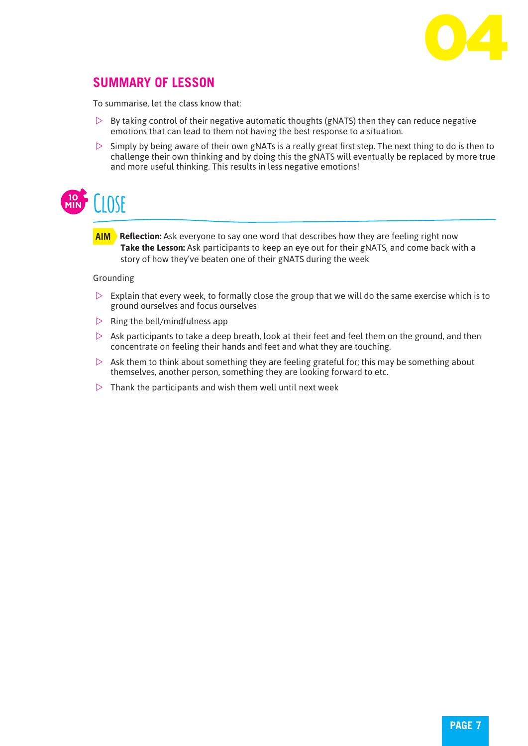## SUMMARY OF LESSON

To summarise, let the class know that:

- By taking control of their negative automatic thoughts (gNATS) then they can reduce negative emotions that can lead to them not having the best response to a situation.
- Simply by being aware of their own gNATs is a really great first step. The next thing to do is then to challenge their own thinking and by doing this the gNATS will eventually be replaced by more true and more useful thinking. This results in less negative emotions!

## 10 MIN CLOSE

**AIM** **Reflection:** Ask everyone to say one word that describes how they are feeling right now
**Take the Lesson:** Ask participants to keep an eye out for their gNATS, and come back with a story of how they've beaten one of their gNATS during the week

Grounding

- Explain that every week, to formally close the group that we will do the same exercise which is to ground ourselves and focus ourselves
- Ring the bell/mindfulness app
- Ask participants to take a deep breath, look at their feet and feel them on the ground, and then concentrate on feeling their hands and feet and what they are touching.
- Ask them to think about something they are feeling grateful for; this may be something about themselves, another person, something they are looking forward to etc.
- Thank the participants and wish them well until next week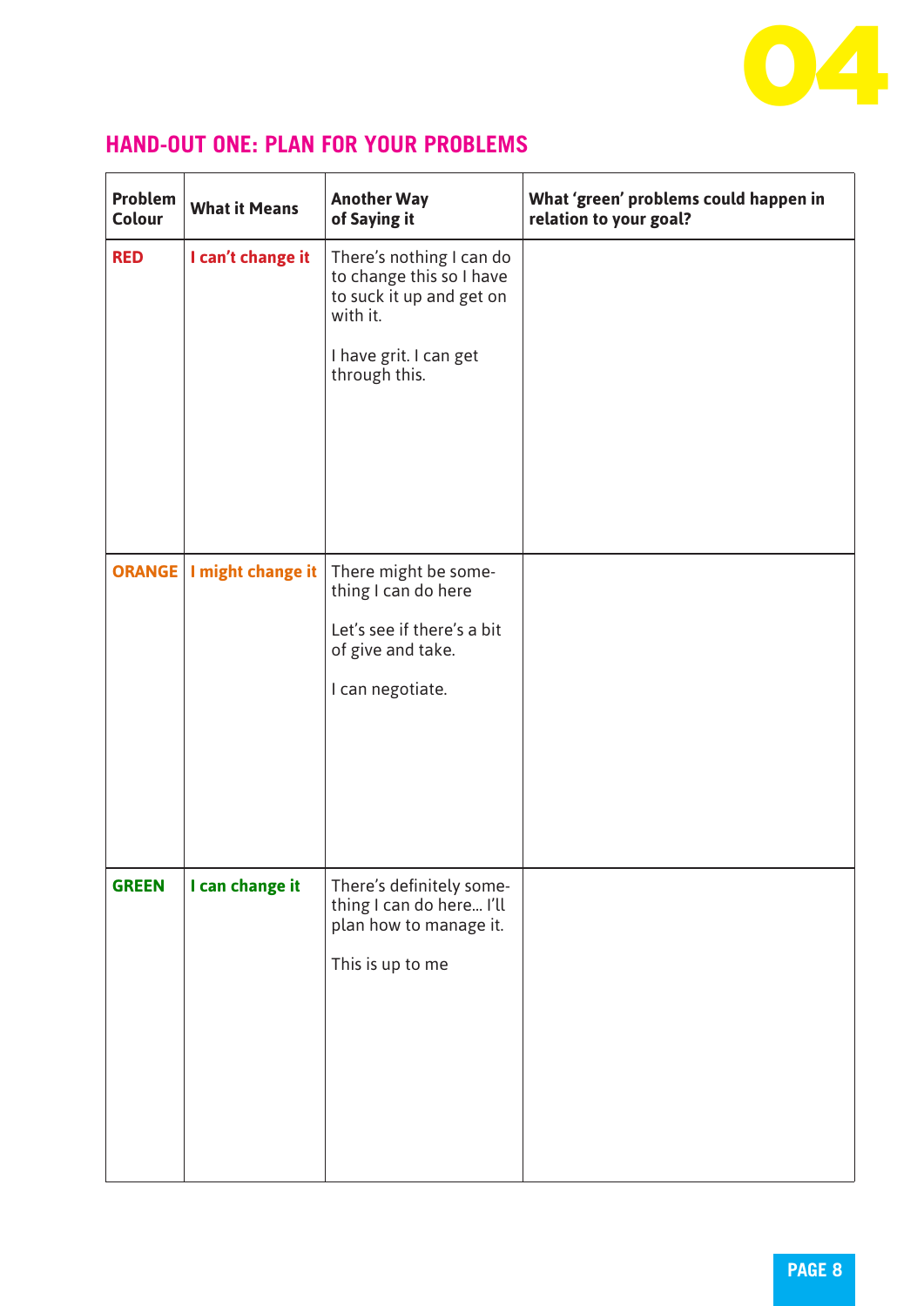## HAND-OUT ONE: PLAN FOR YOUR PROBLEMS

| Problem Colour | What it Means | Another Way of Saying it | What 'green' problems could happen in relation to your goal? |
| --- | --- | --- | --- |
| **RED** | **I can't change it** | There's nothing I can do to change this so I have to suck it up and get on with it.<br><br>I have grit. I can get through this. | |
| **ORANGE** | **I might change it** | There might be something I can do here<br><br>Let's see if there's a bit of give and take.<br><br>I can negotiate. | |
| **GREEN** | **I can change it** | There's definitely something I can do here... I'll plan how to manage it.<br><br>This is up to me | |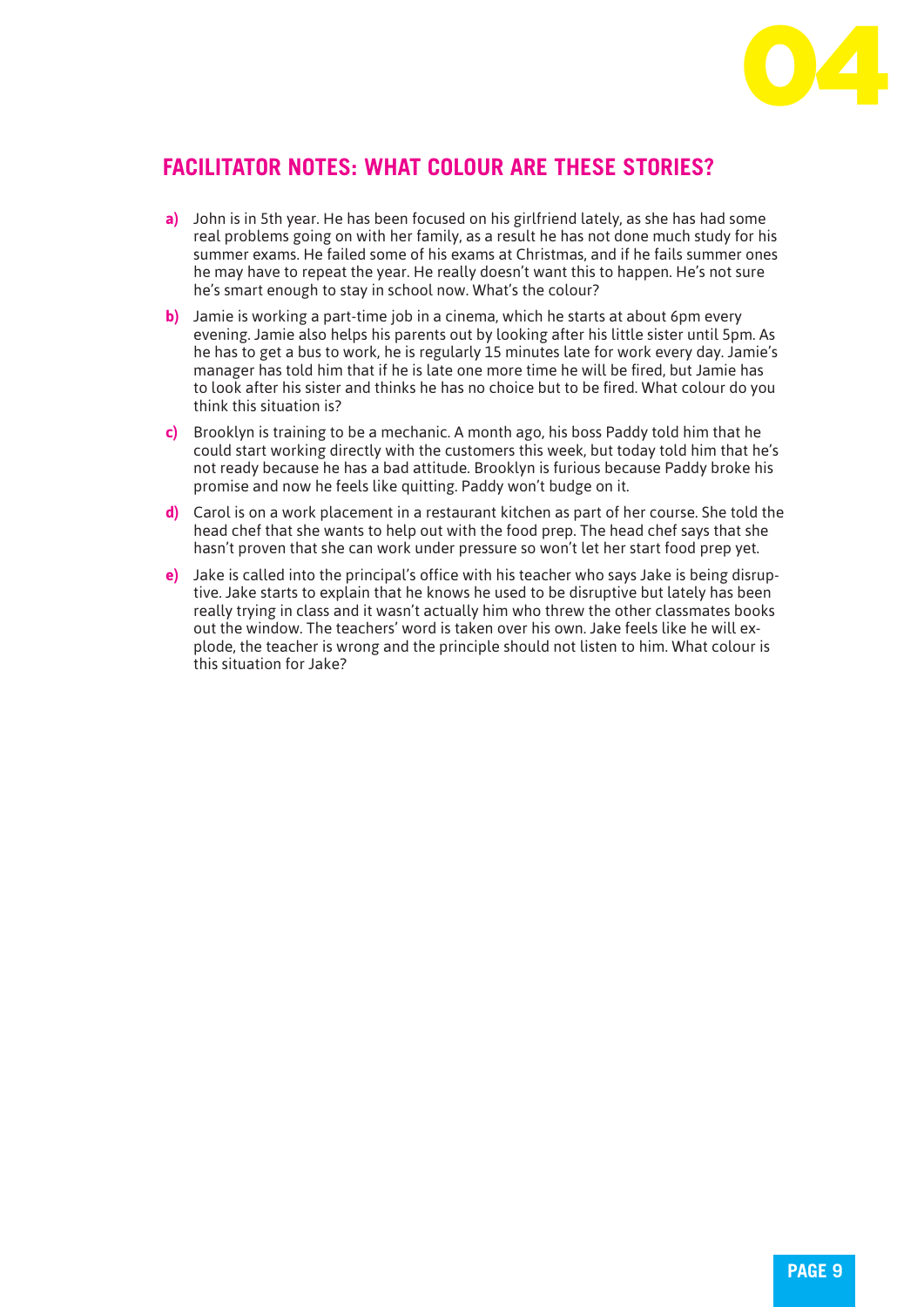# FACILITATOR NOTES: WHAT COLOUR ARE THESE STORIES?

**a)** John is in 5th year. He has been focused on his girlfriend lately, as she has had some real problems going on with her family, as a result he has not done much study for his summer exams. He failed some of his exams at Christmas, and if he fails summer ones he may have to repeat the year. He really doesn't want this to happen. He's not sure he's smart enough to stay in school now. What's the colour?

**b)** Jamie is working a part-time job in a cinema, which he starts at about 6pm every evening. Jamie also helps his parents out by looking after his little sister until 5pm. As he has to get a bus to work, he is regularly 15 minutes late for work every day. Jamie's manager has told him that if he is late one more time he will be fired, but Jamie has to look after his sister and thinks he has no choice but to be fired. What colour do you think this situation is?

**c)** Brooklyn is training to be a mechanic. A month ago, his boss Paddy told him that he could start working directly with the customers this week, but today told him that he's not ready because he has a bad attitude. Brooklyn is furious because Paddy broke his promise and now he feels like quitting. Paddy won't budge on it.

**d)** Carol is on a work placement in a restaurant kitchen as part of her course. She told the head chef that she wants to help out with the food prep. The head chef says that she hasn't proven that she can work under pressure so won't let her start food prep yet.

**e)** Jake is called into the principal's office with his teacher who says Jake is being disruptive. Jake starts to explain that he knows he used to be disruptive but lately has been really trying in class and it wasn't actually him who threw the other classmates books out the window. The teachers' word is taken over his own. Jake feels like he will explode, the teacher is wrong and the principle should not listen to him. What colour is this situation for Jake?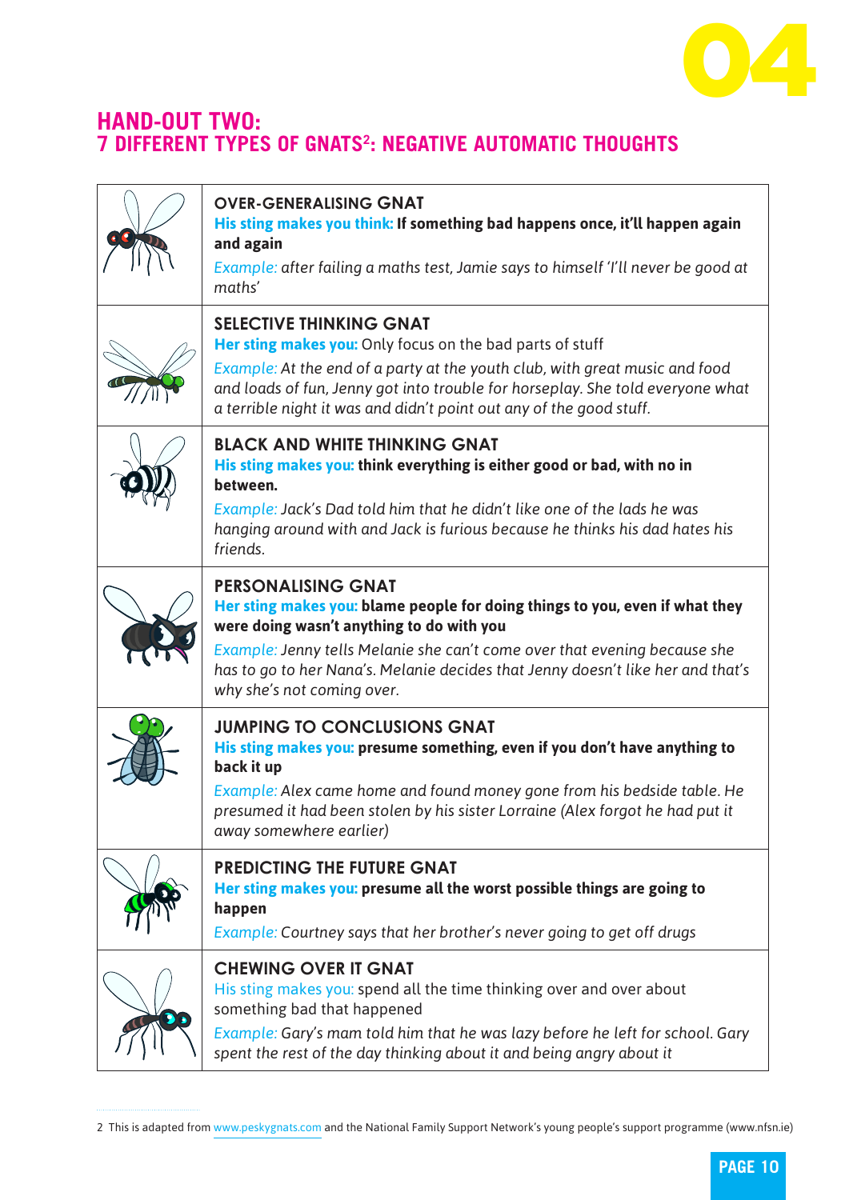## HAND-OUT TWO:
## 7 DIFFERENT TYPES OF GNATS[2]: NEGATIVE AUTOMATIC THOUGHTS

**OVER-GENERALISING GNAT**

His sting makes you think: **If something bad happens once, it'll happen again and again**

*Example: after failing a maths test, Jamie says to himself 'I'll never be good at maths'*

**SELECTIVE THINKING GNAT**

Her sting makes you: Only focus on the bad parts of stuff

*Example: At the end of a party at the youth club, with great music and food and loads of fun, Jenny got into trouble for horseplay. She told everyone what a terrible night it was and didn't point out any of the good stuff.*

**BLACK AND WHITE THINKING GNAT**

His sting makes you: **think everything is either good or bad, with no in between.**

*Example: Jack's Dad told him that he didn't like one of the lads he was hanging around with and Jack is furious because he thinks his dad hates his friends.*

**PERSONALISING GNAT**

Her sting makes you: **blame people for doing things to you, even if what they were doing wasn't anything to do with you**

*Example: Jenny tells Melanie she can't come over that evening because she has to go to her Nana's. Melanie decides that Jenny doesn't like her and that's why she's not coming over.*

**JUMPING TO CONCLUSIONS GNAT**

His sting makes you: **presume something, even if you don't have anything to back it up**

*Example: Alex came home and found money gone from his bedside table. He presumed it had been stolen by his sister Lorraine (Alex forgot he had put it away somewhere earlier)*

**PREDICTING THE FUTURE GNAT**

Her sting makes you: **presume all the worst possible things are going to happen**

*Example: Courtney says that her brother's never going to get off drugs*

**CHEWING OVER IT GNAT**

His sting makes you: spend all the time thinking over and over about something bad that happened

*Example: Gary's mam told him that he was lazy before he left for school. Gary spent the rest of the day thinking about it and being angry about it*

---

2 This is adapted from www.peskygnats.com and the National Family Support Network's young people's support programme (www.nfsn.ie)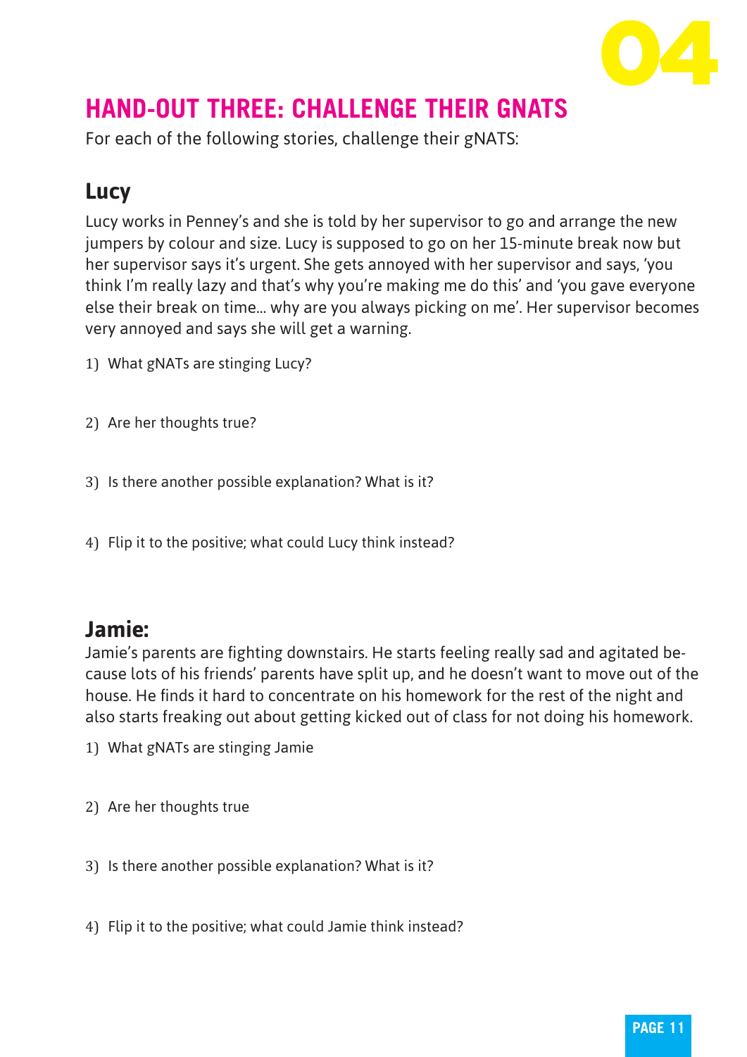## HAND-OUT THREE: CHALLENGE THEIR GNATS

For each of the following stories, challenge their gNATS:

### Lucy

Lucy works in Penney's and she is told by her supervisor to go and arrange the new jumpers by colour and size. Lucy is supposed to go on her 15-minute break now but her supervisor says it's urgent. She gets annoyed with her supervisor and says, 'you think I'm really lazy and that's why you're making me do this' and 'you gave everyone else their break on time... why are you always picking on me'. Her supervisor becomes very annoyed and says she will get a warning.

1) What gNATs are stinging Lucy?

2) Are her thoughts true?

3) Is there another possible explanation? What is it?

4) Flip it to the positive; what could Lucy think instead?

### Jamie:

Jamie's parents are fighting downstairs. He starts feeling really sad and agitated because lots of his friends' parents have split up, and he doesn't want to move out of the house. He finds it hard to concentrate on his homework for the rest of the night and also starts freaking out about getting kicked out of class for not doing his homework.

1) What gNATs are stinging Jamie

2) Are her thoughts true

3) Is there another possible explanation? What is it?

4) Flip it to the positive; what could Jamie think instead?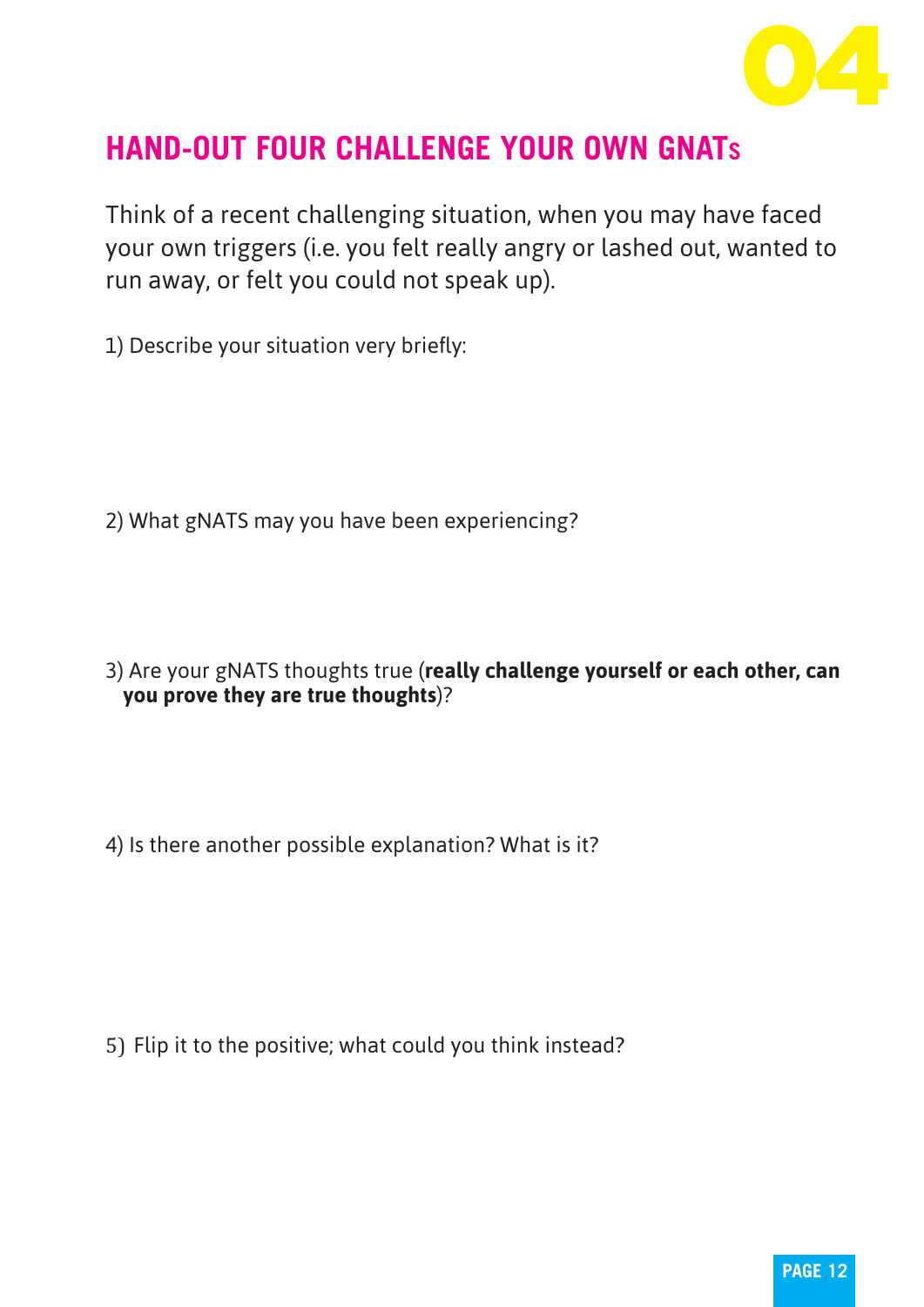# HAND-OUT FOUR CHALLENGE YOUR OWN GNATs

Think of a recent challenging situation, when you may have faced your own triggers (i.e. you felt really angry or lashed out, wanted to run away, or felt you could not speak up).

1) Describe your situation very briefly:

2) What gNATS may you have been experiencing?

3) Are your gNATS thoughts true (**really challenge yourself or each other, can you prove they are true thoughts**)?

4) Is there another possible explanation? What is it?

5) Flip it to the positive; what could you think instead?